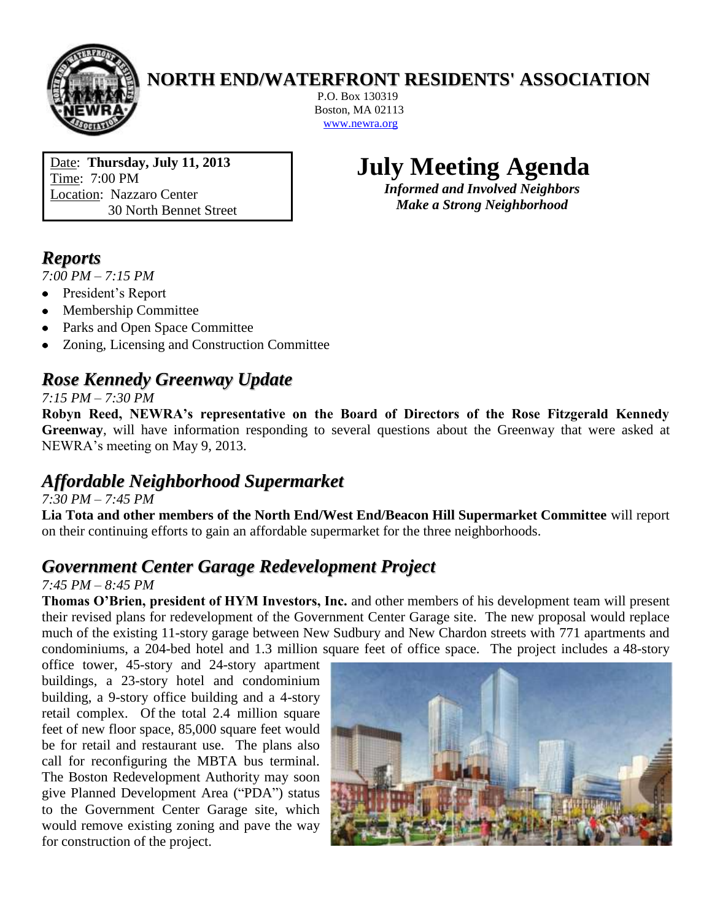# NORTH END/WATERFRONT RESIDENTS' ASSOCIATION

P.O. Box 130319
Boston, MA 02113
www.newra.org

Date: **Thursday, July 11, 2013**
Time: 7:00 PM
Location: Nazzaro Center
30 North Bennet Street

# July Meeting Agenda

***Informed and Involved Neighbors***
***Make a Strong Neighborhood***

## *Reports*

*7:00 PM – 7:15 PM*

- President's Report
- Membership Committee
- Parks and Open Space Committee
- Zoning, Licensing and Construction Committee

## *Rose Kennedy Greenway Update*

*7:15 PM – 7:30 PM*

**Robyn Reed, NEWRA's representative on the Board of Directors of the Rose Fitzgerald Kennedy Greenway**, will have information responding to several questions about the Greenway that were asked at NEWRA's meeting on May 9, 2013.

## *Affordable Neighborhood Supermarket*

*7:30 PM – 7:45 PM*

**Lia Tota and other members of the North End/West End/Beacon Hill Supermarket Committee** will report on their continuing efforts to gain an affordable supermarket for the three neighborhoods.

## *Government Center Garage Redevelopment Project*

*7:45 PM – 8:45 PM*

**Thomas O'Brien, president of HYM Investors, Inc.** and other members of his development team will present their revised plans for redevelopment of the Government Center Garage site. The new proposal would replace much of the existing 11-story garage between New Sudbury and New Chardon streets with 771 apartments and condominiums, a 204-bed hotel and 1.3 million square feet of office space. The project includes a 48-story office tower, 45-story and 24-story apartment buildings, a 23-story hotel and condominium building, a 9-story office building and a 4-story retail complex. Of the total 2.4 million square feet of new floor space, 85,000 square feet would be for retail and restaurant use. The plans also call for reconfiguring the MBTA bus terminal. The Boston Redevelopment Authority may soon give Planned Development Area ("PDA") status to the Government Center Garage site, which would remove existing zoning and pave the way for construction of the project.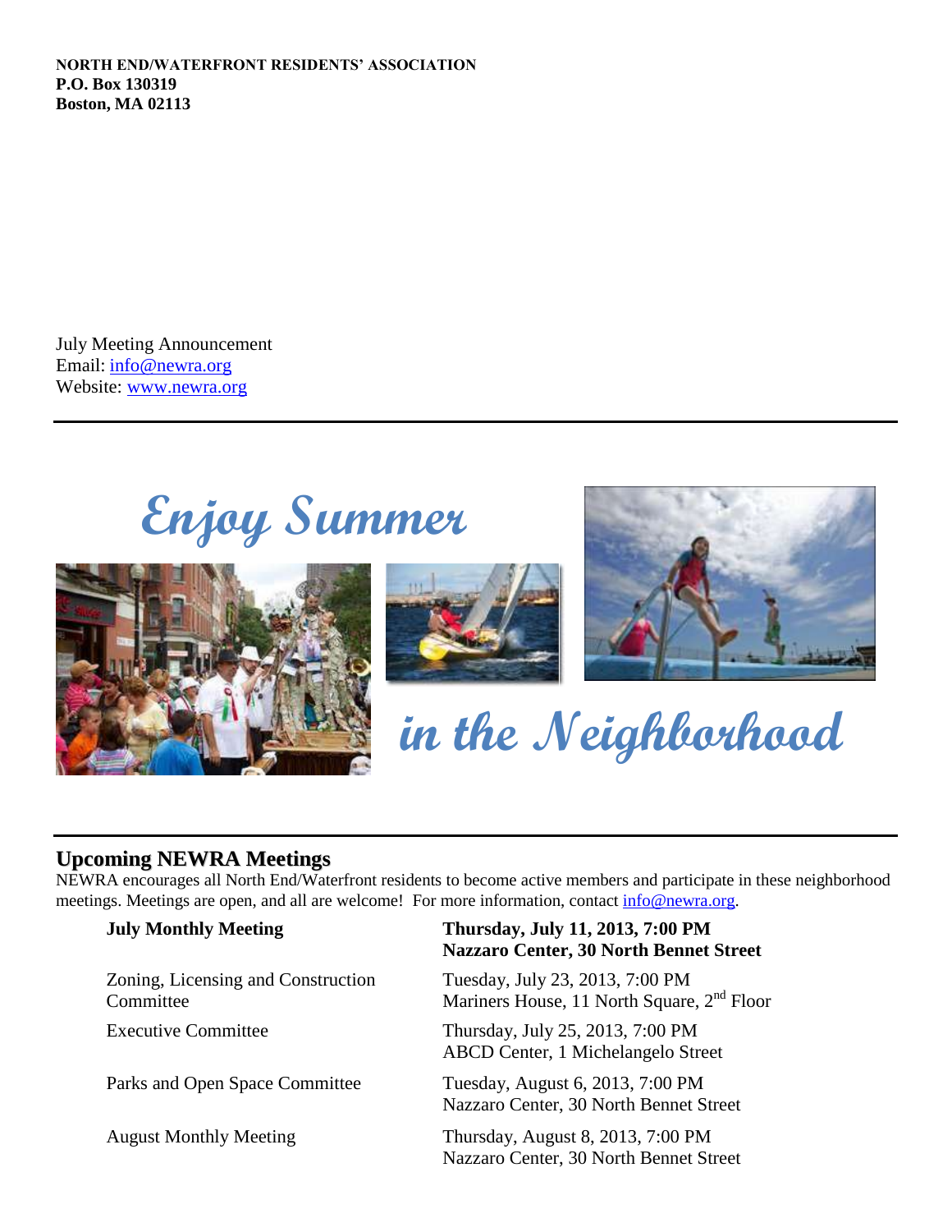**NORTH END/WATERFRONT RESIDENTS' ASSOCIATION**
**P.O. Box 130319**
**Boston, MA 02113**

July Meeting Announcement
Email: info@newra.org
Website: www.newra.org

---

# Enjoy Summer in the Neighborhood

---

## Upcoming NEWRA Meetings

NEWRA encourages all North End/Waterfront residents to become active members and participate in these neighborhood meetings. Meetings are open, and all are welcome! For more information, contact info@newra.org.

| | |
|---|---|
| **July Monthly Meeting** | **Thursday, July 11, 2013, 7:00 PM**<br>**Nazzaro Center, 30 North Bennet Street** |
| Zoning, Licensing and Construction Committee | Tuesday, July 23, 2013, 7:00 PM<br>Mariners House, 11 North Square, 2nd Floor |
| Executive Committee | Thursday, July 25, 2013, 7:00 PM<br>ABCD Center, 1 Michelangelo Street |
| Parks and Open Space Committee | Tuesday, August 6, 2013, 7:00 PM<br>Nazzaro Center, 30 North Bennet Street |
| August Monthly Meeting | Thursday, August 8, 2013, 7:00 PM<br>Nazzaro Center, 30 North Bennet Street |